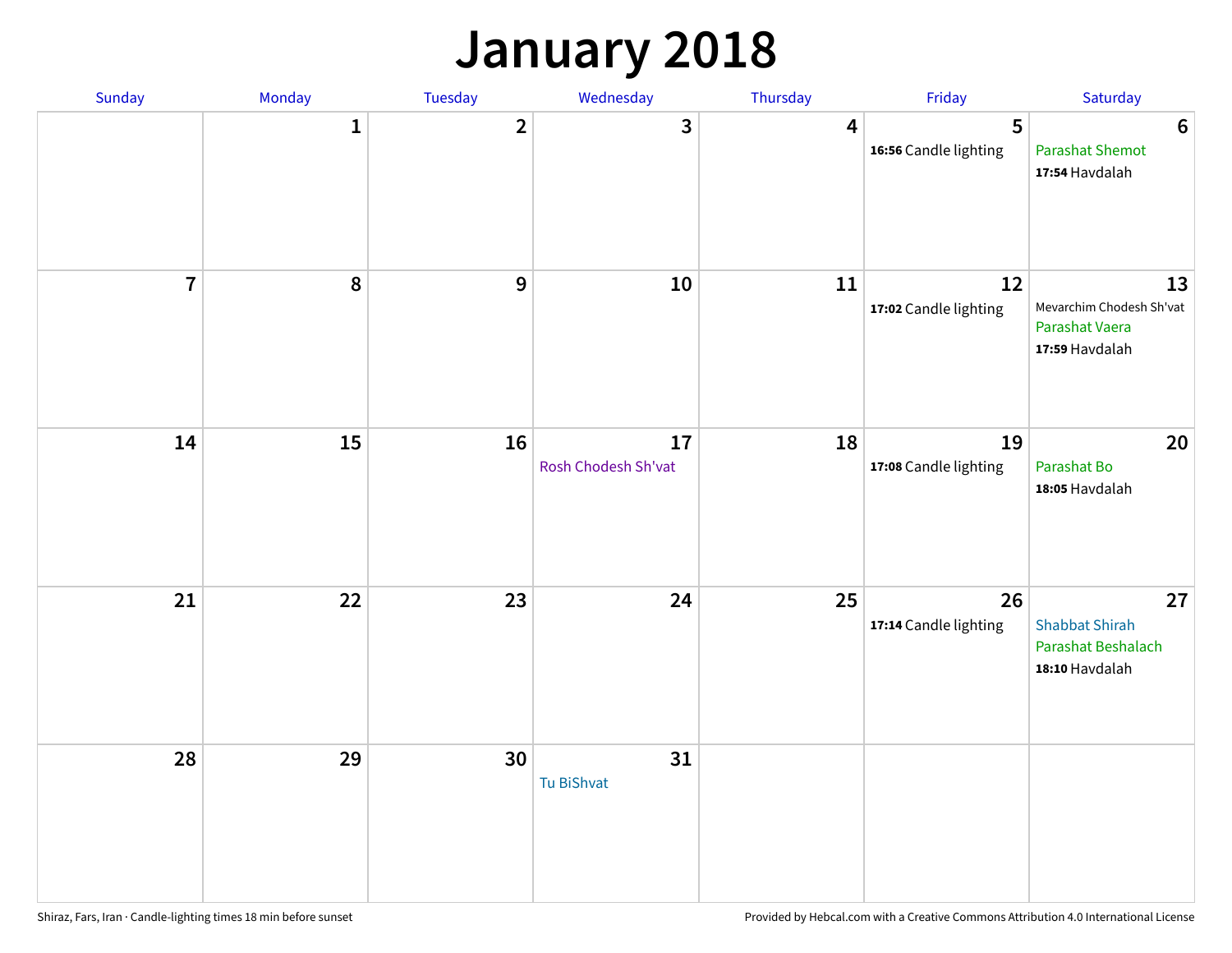# January 2018

| Sunday | Monday | Tuesday | Wednesday | Thursday | Friday | Saturday |
|---|---|---|---|---|---|---|
| | 1 | 2 | 3 | 4 | 5<br>**16:56** Candle lighting | 6<br>Parashat Shemot<br>**17:54** Havdalah |
| 7 | 8 | 9 | 10 | 11 | 12<br>**17:02** Candle lighting | 13<br>Mevarchim Chodesh Sh'vat<br>Parashat Vaera<br>**17:59** Havdalah |
| 14 | 15 | 16 | 17<br>Rosh Chodesh Sh'vat | 18 | 19<br>**17:08** Candle lighting | 20<br>Parashat Bo<br>**18:05** Havdalah |
| 21 | 22 | 23 | 24 | 25 | 26<br>**17:14** Candle lighting | 27<br>Shabbat Shirah<br>Parashat Beshalach<br>**18:10** Havdalah |
| 28 | 29 | 30 | 31<br>Tu BiShvat | | | |

Shiraz, Fars, Iran · Candle-lighting times 18 min before sunset

Provided by Hebcal.com with a Creative Commons Attribution 4.0 International License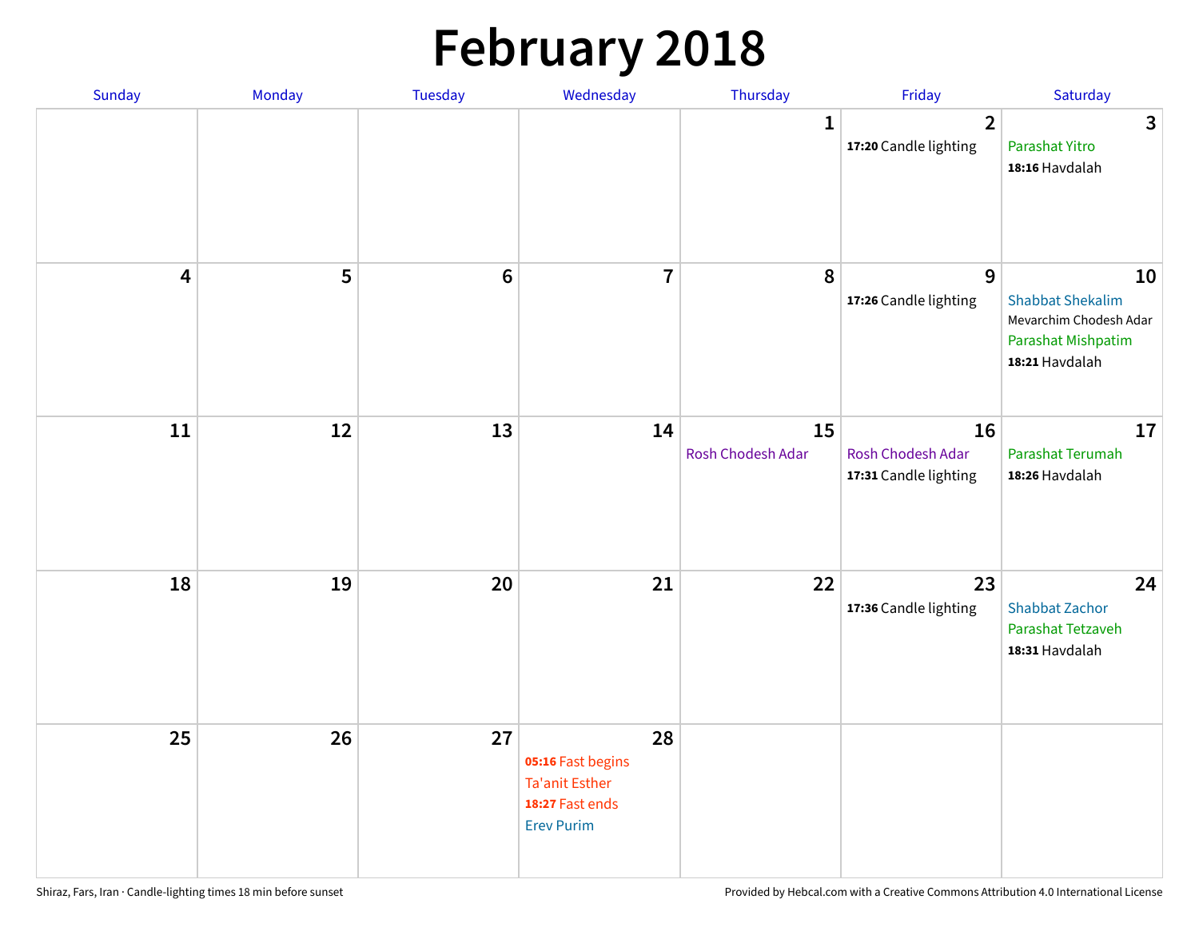# February 2018

| Sunday | Monday | Tuesday | Wednesday | Thursday | Friday | Saturday |
|---|---|---|---|---|---|---|
| | | | | 1 | 2<br>**17:20** Candle lighting | 3<br>Parashat Yitro<br>**18:16** Havdalah |
| 4 | 5 | 6 | 7 | 8 | 9<br>**17:26** Candle lighting | 10<br>Shabbat Shekalim<br>Mevarchim Chodesh Adar<br>Parashat Mishpatim<br>**18:21** Havdalah |
| 11 | 12 | 13 | 14 | 15<br>Rosh Chodesh Adar | 16<br>Rosh Chodesh Adar<br>**17:31** Candle lighting | 17<br>Parashat Terumah<br>**18:26** Havdalah |
| 18 | 19 | 20 | 21 | 22 | 23<br>**17:36** Candle lighting | 24<br>Shabbat Zachor<br>Parashat Tetzaveh<br>**18:31** Havdalah |
| 25 | 26 | 27 | 28<br>**05:16** Fast begins<br>Ta'anit Esther<br>**18:27** Fast ends<br>Erev Purim | | | |

Shiraz, Fars, Iran · Candle-lighting times 18 min before sunset

Provided by Hebcal.com with a Creative Commons Attribution 4.0 International License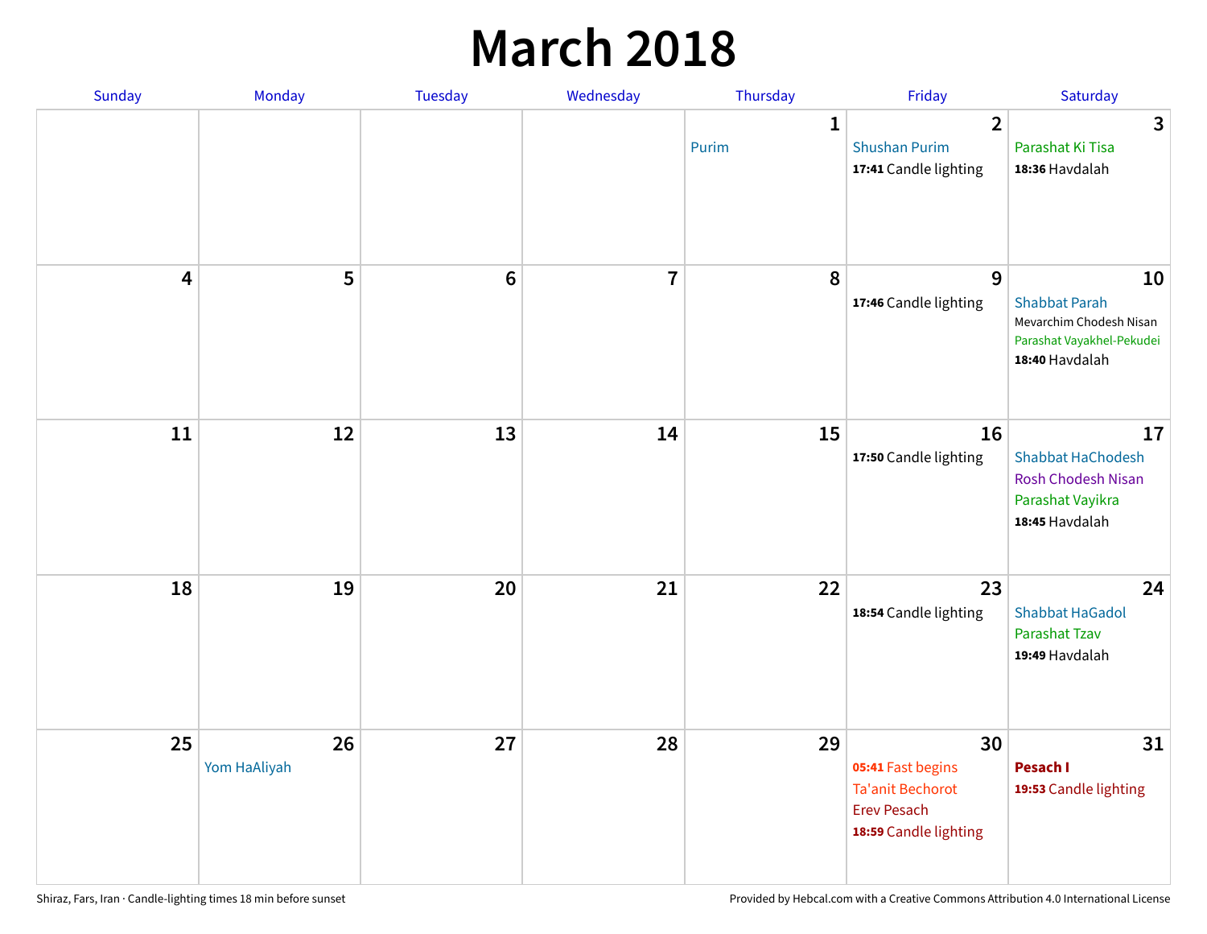# March 2018

| Sunday | Monday | Tuesday | Wednesday | Thursday | Friday | Saturday |
|---|---|---|---|---|---|---|
| | | | | 1<br>Purim | 2<br>Shushan Purim<br>**17:41** Candle lighting | 3<br>Parashat Ki Tisa<br>**18:36** Havdalah |
| 4 | 5 | 6 | 7 | 8 | 9<br>**17:46** Candle lighting | 10<br>Shabbat Parah<br>Mevarchim Chodesh Nisan<br>Parashat Vayakhel-Pekudei<br>**18:40** Havdalah |
| 11 | 12 | 13 | 14 | 15 | 16<br>**17:50** Candle lighting | 17<br>Shabbat HaChodesh<br>Rosh Chodesh Nisan<br>Parashat Vayikra<br>**18:45** Havdalah |
| 18 | 19 | 20 | 21 | 22 | 23<br>**18:54** Candle lighting | 24<br>Shabbat HaGadol<br>Parashat Tzav<br>**19:49** Havdalah |
| 25 | 26<br>Yom HaAliyah | 27 | 28 | 29 | 30<br>**05:41** Fast begins<br>Ta'anit Bechorot<br>Erev Pesach<br>**18:59** Candle lighting | 31<br>**Pesach I**<br>**19:53** Candle lighting |

Shiraz, Fars, Iran · Candle-lighting times 18 min before sunset

Provided by Hebcal.com with a Creative Commons Attribution 4.0 International License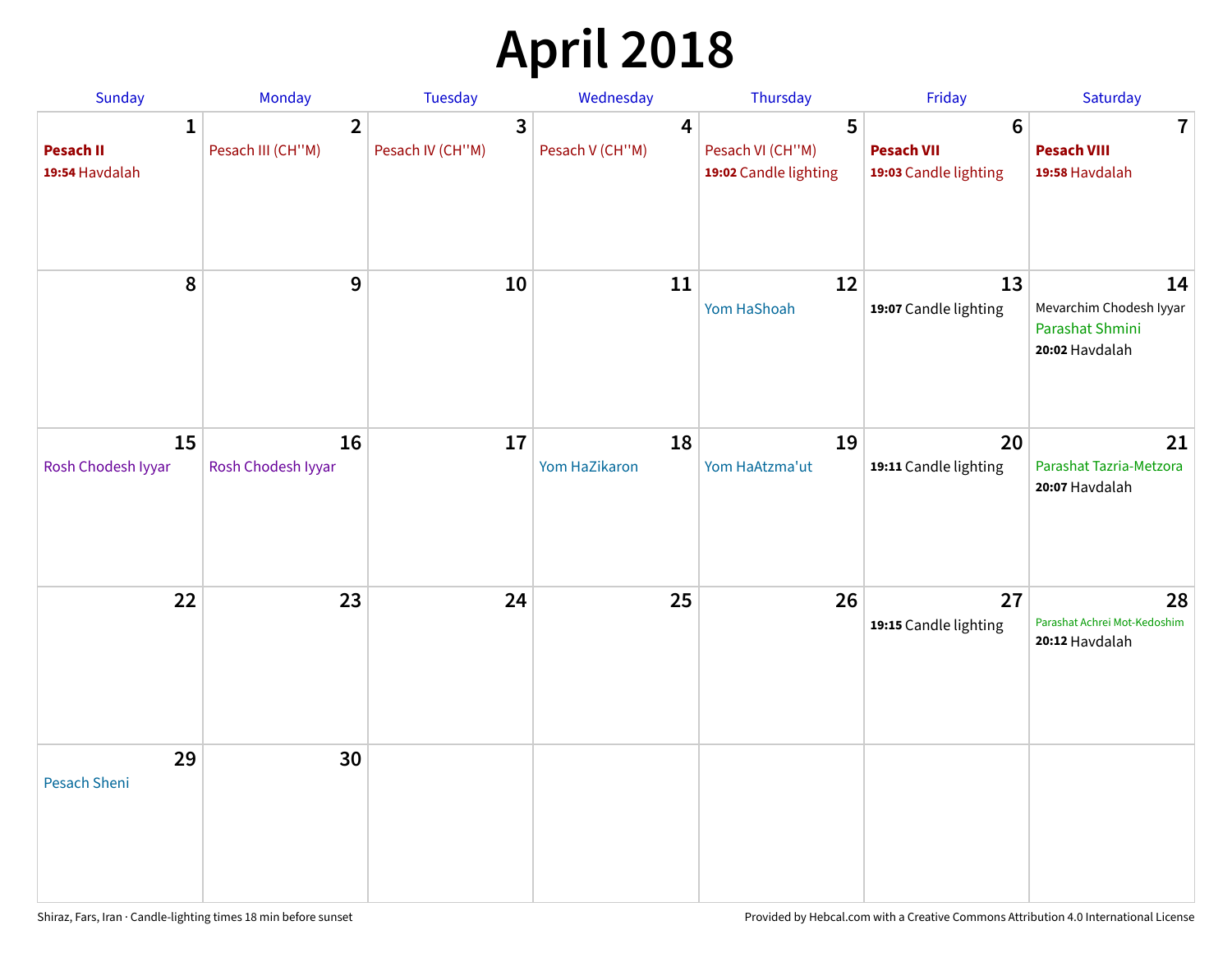# April 2018

| Sunday | Monday | Tuesday | Wednesday | Thursday | Friday | Saturday |
| --- | --- | --- | --- | --- | --- | --- |
| 1 **Pesach II** **19:54** Havdalah | 2 Pesach III (CH''M) | 3 Pesach IV (CH''M) | 4 Pesach V (CH''M) | 5 Pesach VI (CH''M) **19:02** Candle lighting | 6 **Pesach VII** **19:03** Candle lighting | 7 **Pesach VIII** **19:58** Havdalah |
| 8 | 9 | 10 | 11 | 12 Yom HaShoah | 13 **19:07** Candle lighting | 14 Mevarchim Chodesh Iyyar Parashat Shmini **20:02** Havdalah |
| 15 Rosh Chodesh Iyyar | 16 Rosh Chodesh Iyyar | 17 | 18 Yom HaZikaron | 19 Yom HaAtzma'ut | 20 **19:11** Candle lighting | 21 Parashat Tazria-Metzora **20:07** Havdalah |
| 22 | 23 | 24 | 25 | 26 | 27 **19:15** Candle lighting | 28 Parashat Achrei Mot-Kedoshim **20:12** Havdalah |
| 29 Pesach Sheni | 30 | | | | | |

Shiraz, Fars, Iran · Candle-lighting times 18 min before sunset

Provided by Hebcal.com with a Creative Commons Attribution 4.0 International License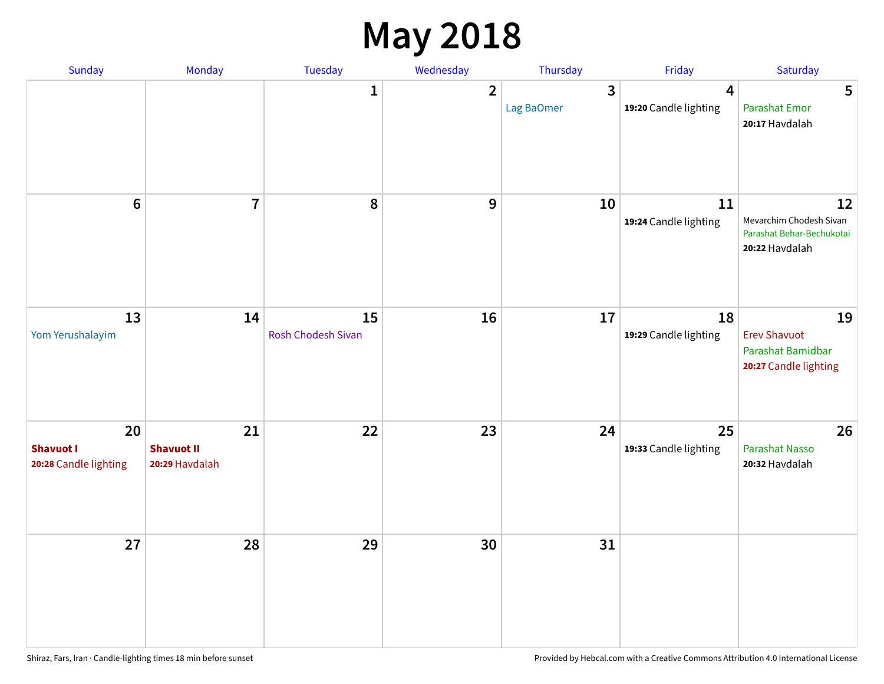# May 2018

| Sunday | Monday | Tuesday | Wednesday | Thursday | Friday | Saturday |
|---|---|---|---|---|---|---|
| | | 1 | 2 | 3<br>Lag BaOmer | 4<br>**19:20** Candle lighting | 5<br>Parashat Emor<br>**20:17** Havdalah |
| 6 | 7 | 8 | 9 | 10 | 11<br>**19:24** Candle lighting | 12<br>Mevarchim Chodesh Sivan<br>Parashat Behar-Bechukotai<br>**20:22** Havdalah |
| 13<br>Yom Yerushalayim | 14 | 15<br>Rosh Chodesh Sivan | 16 | 17 | 18<br>**19:29** Candle lighting | 19<br>Erev Shavuot<br>Parashat Bamidbar<br>**20:27** Candle lighting |
| 20<br>**Shavuot I**<br>**20:28** Candle lighting | 21<br>**Shavuot II**<br>**20:29** Havdalah | 22 | 23 | 24 | 25<br>**19:33** Candle lighting | 26<br>Parashat Nasso<br>**20:32** Havdalah |
| 27 | 28 | 29 | 30 | 31 | | |

Shiraz, Fars, Iran · Candle-lighting times 18 min before sunset

Provided by Hebcal.com with a Creative Commons Attribution 4.0 International License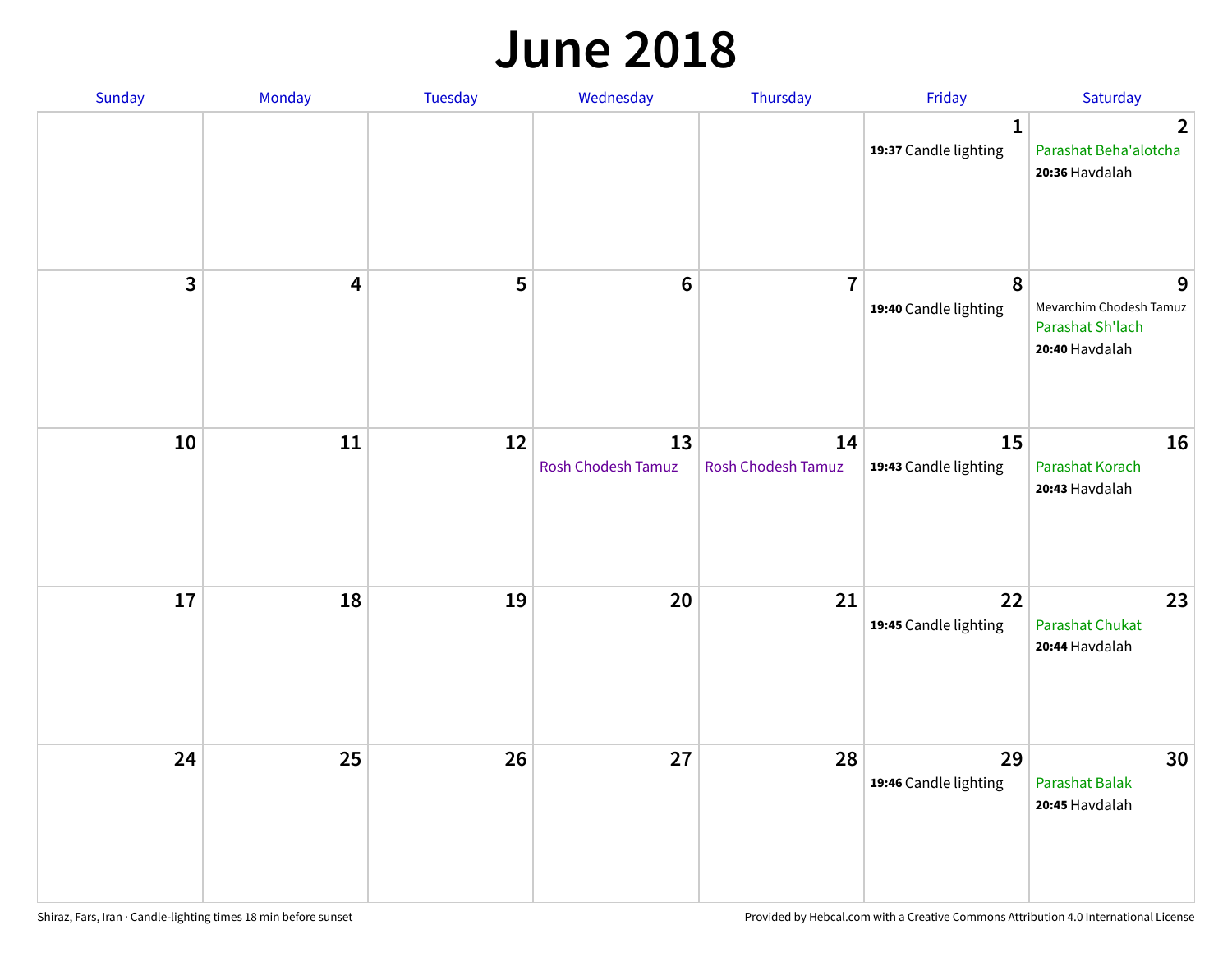# June 2018

| Sunday | Monday | Tuesday | Wednesday | Thursday | Friday | Saturday |
|---|---|---|---|---|---|---|
| | | | | | 1<br>**19:37** Candle lighting | 2<br>Parashat Beha'alotcha<br>**20:36** Havdalah |
| 3 | 4 | 5 | 6 | 7 | 8<br>**19:40** Candle lighting | 9<br>Mevarchim Chodesh Tamuz<br>Parashat Sh'lach<br>**20:40** Havdalah |
| 10 | 11 | 12 | 13<br>Rosh Chodesh Tamuz | 14<br>Rosh Chodesh Tamuz | 15<br>**19:43** Candle lighting | 16<br>Parashat Korach<br>**20:43** Havdalah |
| 17 | 18 | 19 | 20 | 21 | 22<br>**19:45** Candle lighting | 23<br>Parashat Chukat<br>**20:44** Havdalah |
| 24 | 25 | 26 | 27 | 28 | 29<br>**19:46** Candle lighting | 30<br>Parashat Balak<br>**20:45** Havdalah |

Shiraz, Fars, Iran · Candle-lighting times 18 min before sunset

Provided by Hebcal.com with a Creative Commons Attribution 4.0 International License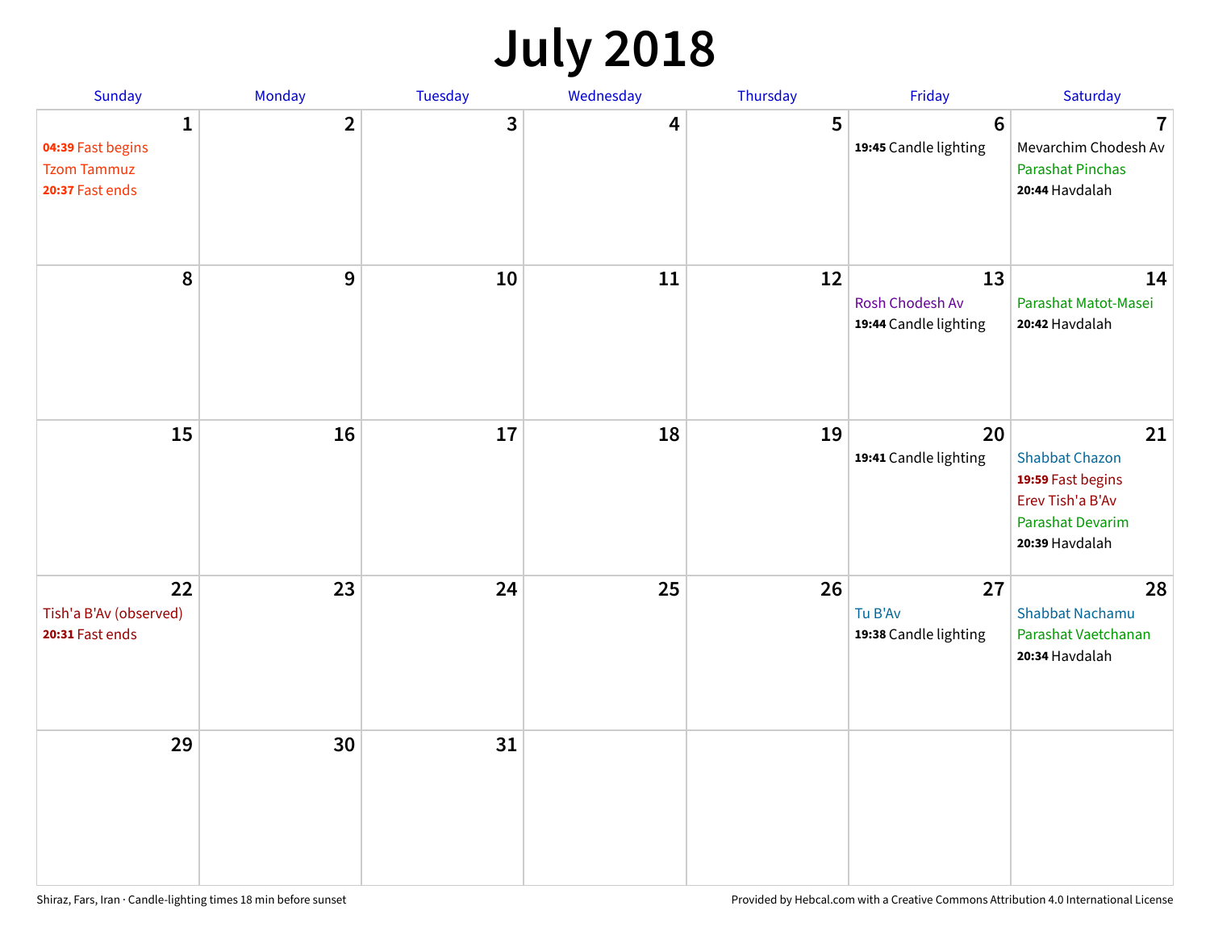# July 2018

| Sunday | Monday | Tuesday | Wednesday | Thursday | Friday | Saturday |
|---|---|---|---|---|---|---|
| **1**<br>**04:39** Fast begins<br>Tzom Tammuz<br>**20:37** Fast ends | **2** | **3** | **4** | **5** | **6**<br>**19:45** Candle lighting | **7**<br>Mevarchim Chodesh Av<br>Parashat Pinchas<br>**20:44** Havdalah |
| **8** | **9** | **10** | **11** | **12** | **13**<br>Rosh Chodesh Av<br>**19:44** Candle lighting | **14**<br>Parashat Matot-Masei<br>**20:42** Havdalah |
| **15** | **16** | **17** | **18** | **19** | **20**<br>**19:41** Candle lighting | **21**<br>Shabbat Chazon<br>**19:59** Fast begins<br>Erev Tish'a B'Av<br>Parashat Devarim<br>**20:39** Havdalah |
| **22**<br>Tish'a B'Av (observed)<br>**20:31** Fast ends | **23** | **24** | **25** | **26** | **27**<br>Tu B'Av<br>**19:38** Candle lighting | **28**<br>Shabbat Nachamu<br>Parashat Vaetchanan<br>**20:34** Havdalah |
| **29** | **30** | **31** | | | | |

Shiraz, Fars, Iran · Candle-lighting times 18 min before sunset

Provided by Hebcal.com with a Creative Commons Attribution 4.0 International License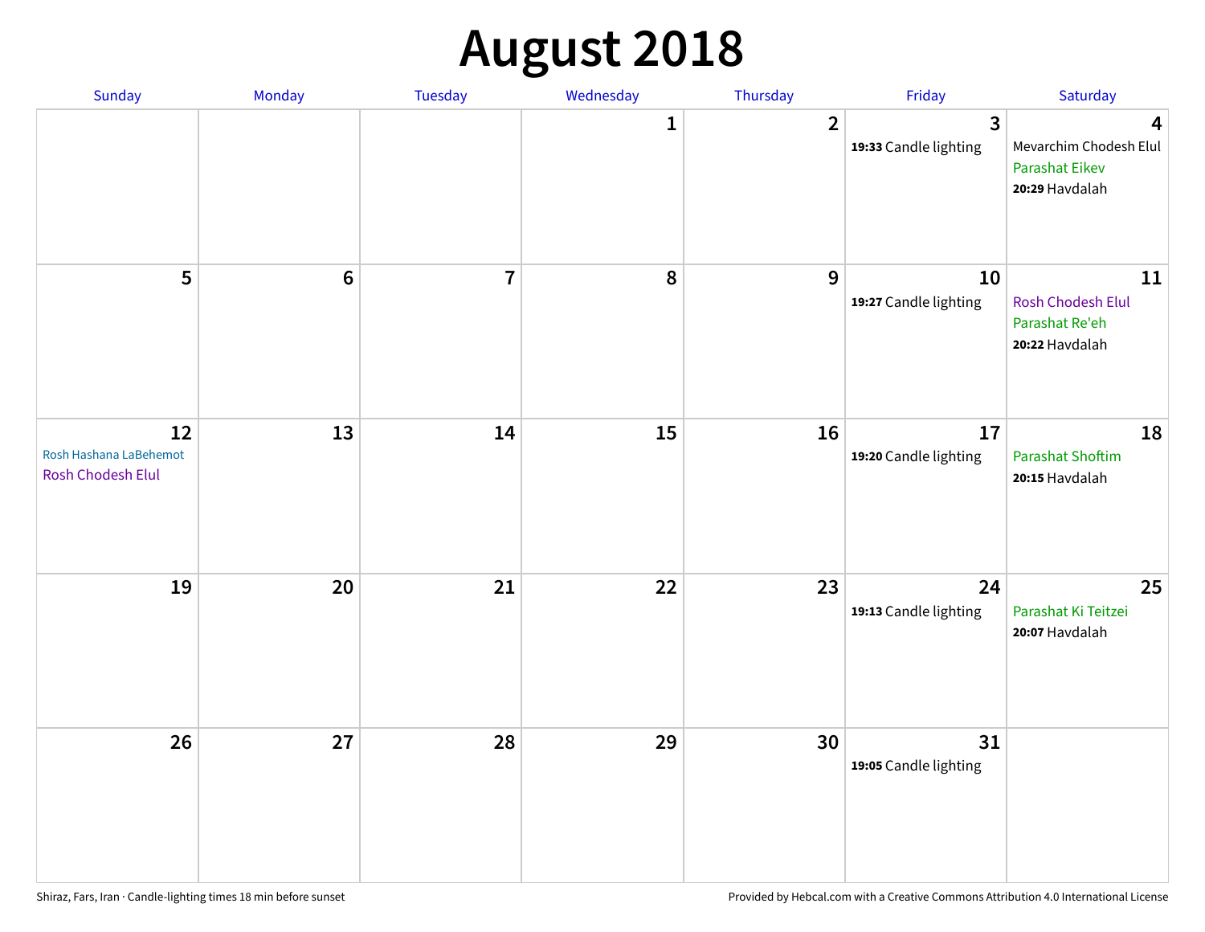# August 2018

| Sunday | Monday | Tuesday | Wednesday | Thursday | Friday | Saturday |
|---|---|---|---|---|---|---|
| | | | 1 | 2 | 3<br>**19:33** Candle lighting | 4<br>Mevarchim Chodesh Elul<br>Parashat Eikev<br>**20:29** Havdalah |
| 5 | 6 | 7 | 8 | 9 | 10<br>**19:27** Candle lighting | 11<br>Rosh Chodesh Elul<br>Parashat Re'eh<br>**20:22** Havdalah |
| 12<br>Rosh Hashana LaBehemot<br>Rosh Chodesh Elul | 13 | 14 | 15 | 16 | 17<br>**19:20** Candle lighting | 18<br>Parashat Shoftim<br>**20:15** Havdalah |
| 19 | 20 | 21 | 22 | 23 | 24<br>**19:13** Candle lighting | 25<br>Parashat Ki Teitzei<br>**20:07** Havdalah |
| 26 | 27 | 28 | 29 | 30 | 31<br>**19:05** Candle lighting | |

Shiraz, Fars, Iran · Candle-lighting times 18 min before sunset

Provided by Hebcal.com with a Creative Commons Attribution 4.0 International License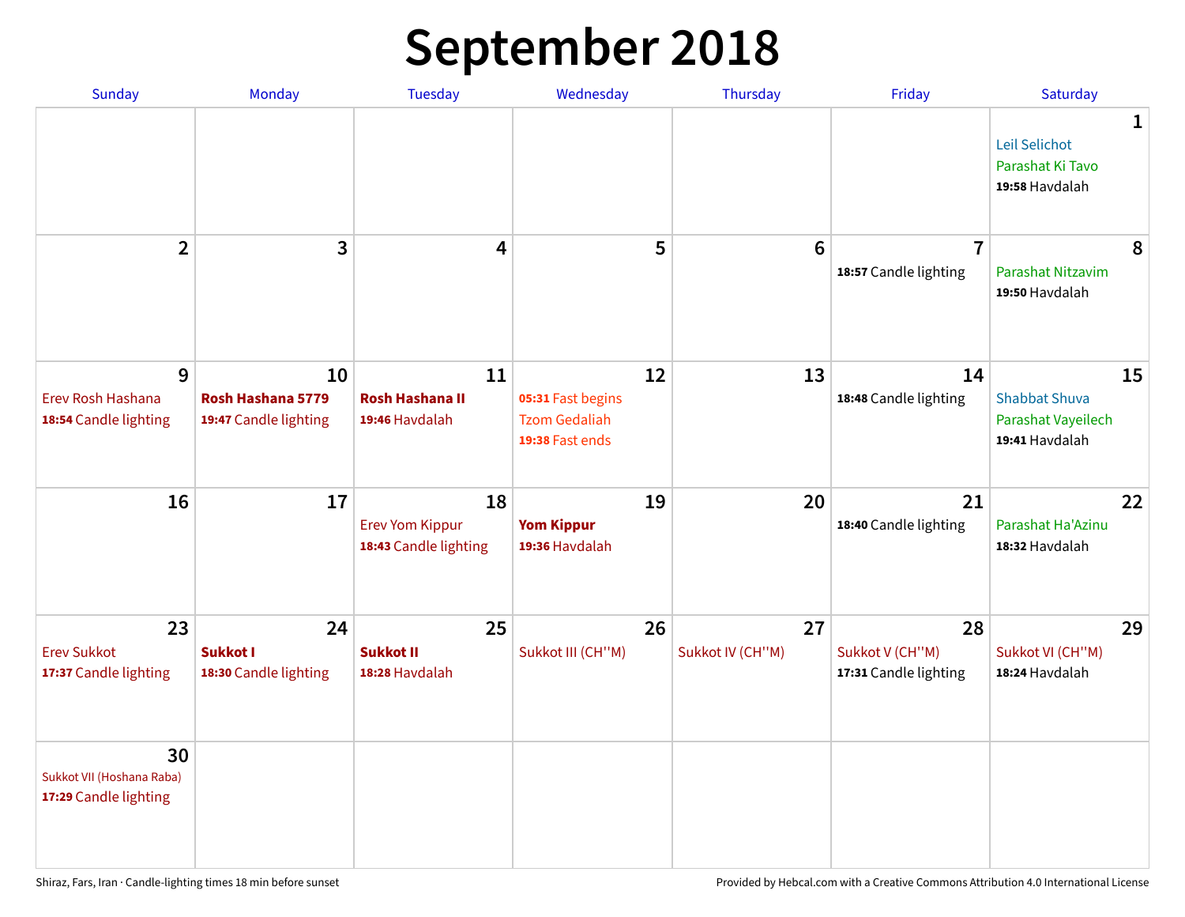# September 2018

| Sunday | Monday | Tuesday | Wednesday | Thursday | Friday | Saturday |
|---|---|---|---|---|---|---|
| | | | | | | **1** Leil Selichot Parashat Ki Tavo **19:58** Havdalah |
| **2** | **3** | **4** | **5** | **6** | **7** **18:57** Candle lighting | **8** Parashat Nitzavim **19:50** Havdalah |
| **9** Erev Rosh Hashana **18:54** Candle lighting | **10** **Rosh Hashana 5779** **19:47** Candle lighting | **11** **Rosh Hashana II** **19:46** Havdalah | **12** **05:31** Fast begins Tzom Gedaliah **19:38** Fast ends | **13** | **14** **18:48** Candle lighting | **15** Shabbat Shuva Parashat Vayeilech **19:41** Havdalah |
| **16** | **17** | **18** Erev Yom Kippur **18:43** Candle lighting | **19** **Yom Kippur** **19:36** Havdalah | **20** | **21** **18:40** Candle lighting | **22** Parashat Ha'Azinu **18:32** Havdalah |
| **23** Erev Sukkot **17:37** Candle lighting | **24** **Sukkot I** **18:30** Candle lighting | **25** **Sukkot II** **18:28** Havdalah | **26** Sukkot III (CH''M) | **27** Sukkot IV (CH''M) | **28** Sukkot V (CH''M) **17:31** Candle lighting | **29** Sukkot VI (CH''M) **18:24** Havdalah |
| **30** Sukkot VII (Hoshana Raba) **17:29** Candle lighting | | | | | | |

Shiraz, Fars, Iran · Candle-lighting times 18 min before sunset

Provided by Hebcal.com with a Creative Commons Attribution 4.0 International License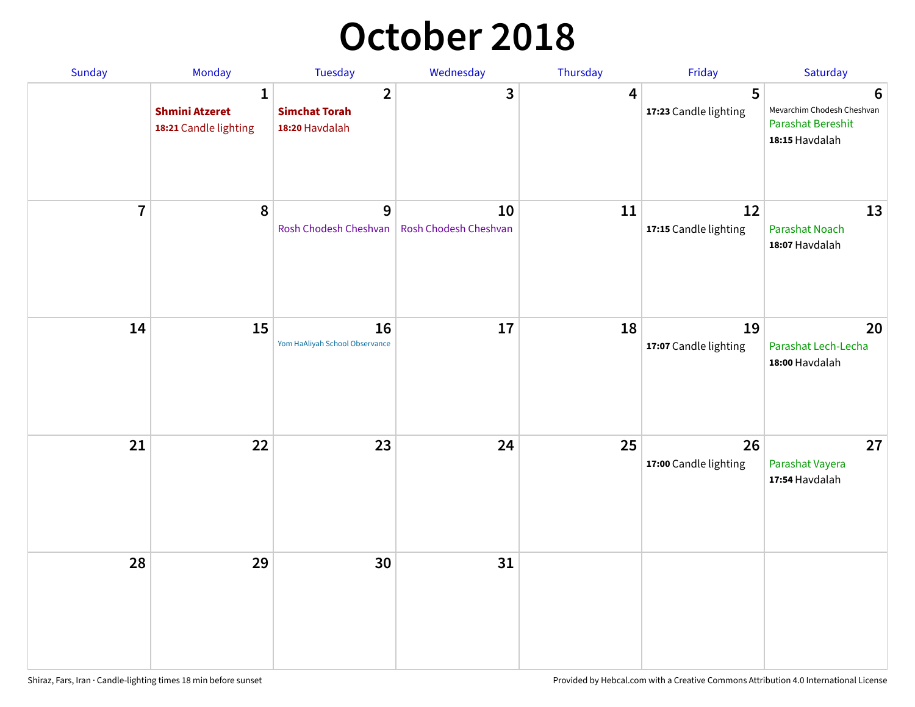# October 2018

| Sunday | Monday | Tuesday | Wednesday | Thursday | Friday | Saturday |
|---|---|---|---|---|---|---|
| | 1 **Shmini Atzeret** **18:21** Candle lighting | 2 **Simchat Torah** **18:20** Havdalah | 3 | 4 | 5 **17:23** Candle lighting | 6 Mevarchim Chodesh Cheshvan Parashat Bereshit **18:15** Havdalah |
| 7 | 8 | 9 Rosh Chodesh Cheshvan | 10 Rosh Chodesh Cheshvan | 11 | 12 **17:15** Candle lighting | 13 Parashat Noach **18:07** Havdalah |
| 14 | 15 | 16 Yom HaAliyah School Observance | 17 | 18 | 19 **17:07** Candle lighting | 20 Parashat Lech-Lecha **18:00** Havdalah |
| 21 | 22 | 23 | 24 | 25 | 26 **17:00** Candle lighting | 27 Parashat Vayera **17:54** Havdalah |
| 28 | 29 | 30 | 31 | | | |

Shiraz, Fars, Iran · Candle-lighting times 18 min before sunset

Provided by Hebcal.com with a Creative Commons Attribution 4.0 International License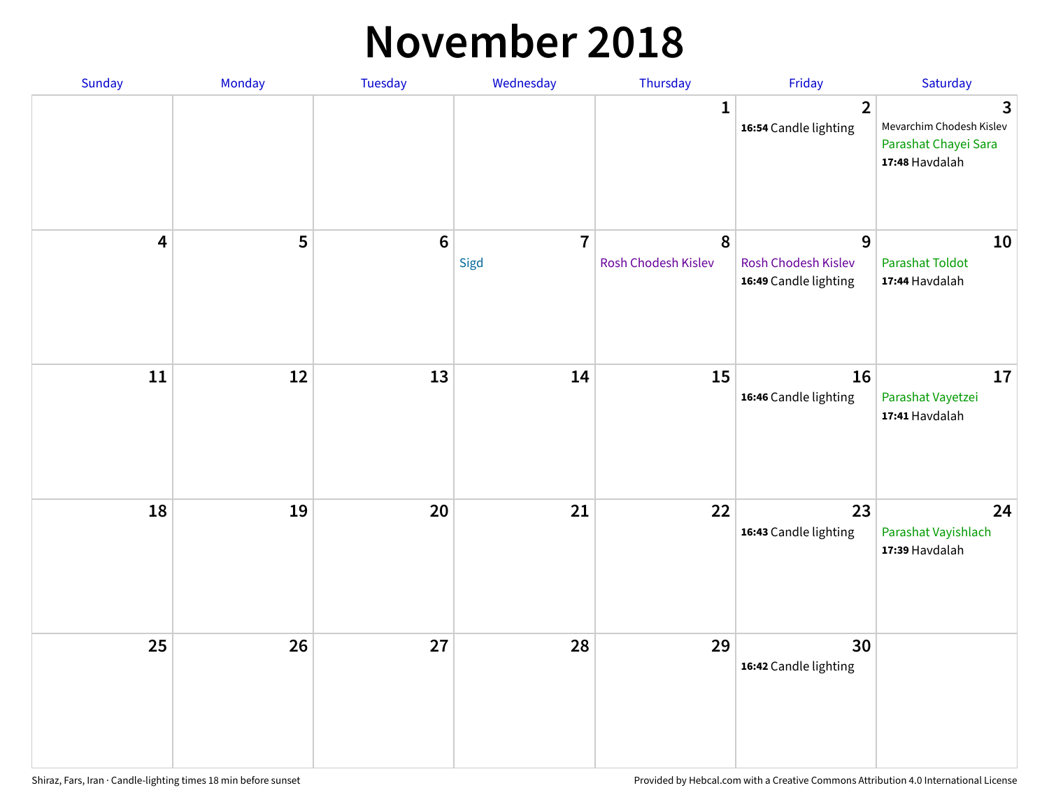# November 2018

| Sunday | Monday | Tuesday | Wednesday | Thursday | Friday | Saturday |
|---|---|---|---|---|---|---|
| | | | | 1 | 2<br>**16:54** Candle lighting | 3<br>Mevarchim Chodesh Kislev<br>Parashat Chayei Sara<br>**17:48** Havdalah |
| 4 | 5 | 6 | 7<br>Sigd | 8<br>Rosh Chodesh Kislev | 9<br>Rosh Chodesh Kislev<br>**16:49** Candle lighting | 10<br>Parashat Toldot<br>**17:44** Havdalah |
| 11 | 12 | 13 | 14 | 15 | 16<br>**16:46** Candle lighting | 17<br>Parashat Vayetzei<br>**17:41** Havdalah |
| 18 | 19 | 20 | 21 | 22 | 23<br>**16:43** Candle lighting | 24<br>Parashat Vayishlach<br>**17:39** Havdalah |
| 25 | 26 | 27 | 28 | 29 | 30<br>**16:42** Candle lighting | |

Shiraz, Fars, Iran · Candle-lighting times 18 min before sunset

Provided by Hebcal.com with a Creative Commons Attribution 4.0 International License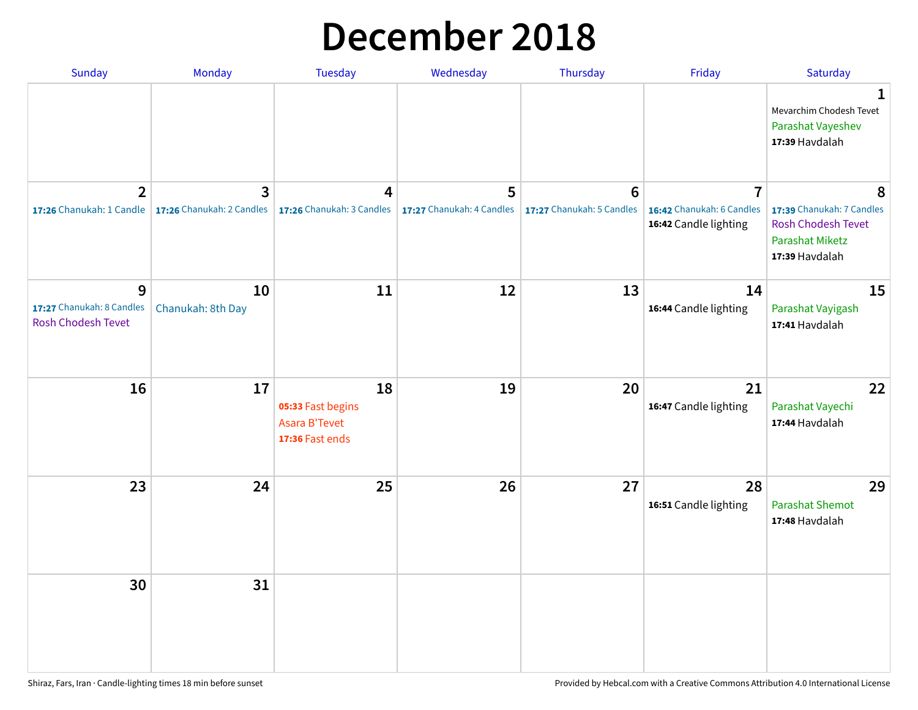# December 2018

| Sunday | Monday | Tuesday | Wednesday | Thursday | Friday | Saturday |
|---|---|---|---|---|---|---|
| | | | | | | **1** Mevarchim Chodesh Tevet Parashat Vayeshev **17:39** Havdalah |
| **2** **17:26** Chanukah: 1 Candle | **3** **17:26** Chanukah: 2 Candles | **4** **17:26** Chanukah: 3 Candles | **5** **17:27** Chanukah: 4 Candles | **6** **17:27** Chanukah: 5 Candles | **7** **16:42** Chanukah: 6 Candles **16:42** Candle lighting | **8** **17:39** Chanukah: 7 Candles Rosh Chodesh Tevet Parashat Miketz **17:39** Havdalah |
| **9** **17:27** Chanukah: 8 Candles Rosh Chodesh Tevet | **10** Chanukah: 8th Day | **11** | **12** | **13** | **14** **16:44** Candle lighting | **15** Parashat Vayigash **17:41** Havdalah |
| **16** | **17** | **18** **05:33** Fast begins Asara B'Tevet **17:36** Fast ends | **19** | **20** | **21** **16:47** Candle lighting | **22** Parashat Vayechi **17:44** Havdalah |
| **23** | **24** | **25** | **26** | **27** | **28** **16:51** Candle lighting | **29** Parashat Shemot **17:48** Havdalah |
| **30** | **31** | | | | | |

Shiraz, Fars, Iran · Candle-lighting times 18 min before sunset

Provided by Hebcal.com with a Creative Commons Attribution 4.0 International License